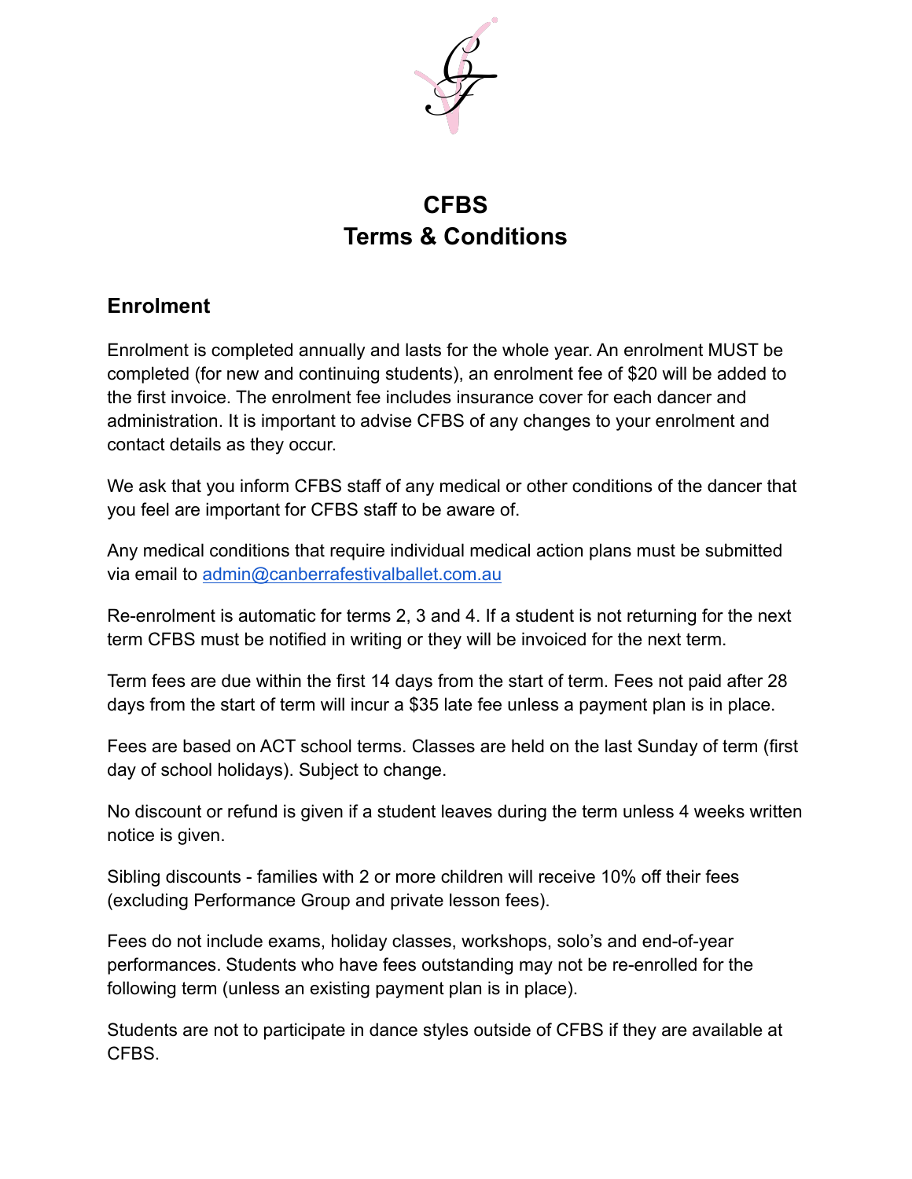# CFBS
# Terms & Conditions

## Enrolment

Enrolment is completed annually and lasts for the whole year. An enrolment MUST be completed (for new and continuing students), an enrolment fee of $20 will be added to the first invoice. The enrolment fee includes insurance cover for each dancer and administration. It is important to advise CFBS of any changes to your enrolment and contact details as they occur.

We ask that you inform CFBS staff of any medical or other conditions of the dancer that you feel are important for CFBS staff to be aware of.

Any medical conditions that require individual medical action plans must be submitted via email to [admin@canberrafestivalballet.com.au](mailto:admin@canberrafestivalballet.com.au)

Re-enrolment is automatic for terms 2, 3 and 4. If a student is not returning for the next term CFBS must be notified in writing or they will be invoiced for the next term.

Term fees are due within the first 14 days from the start of term. Fees not paid after 28 days from the start of term will incur a $35 late fee unless a payment plan is in place.

Fees are based on ACT school terms. Classes are held on the last Sunday of term (first day of school holidays). Subject to change.

No discount or refund is given if a student leaves during the term unless 4 weeks written notice is given.

Sibling discounts - families with 2 or more children will receive 10% off their fees (excluding Performance Group and private lesson fees).

Fees do not include exams, holiday classes, workshops, solo's and end-of-year performances. Students who have fees outstanding may not be re-enrolled for the following term (unless an existing payment plan is in place).

Students are not to participate in dance styles outside of CFBS if they are available at CFBS.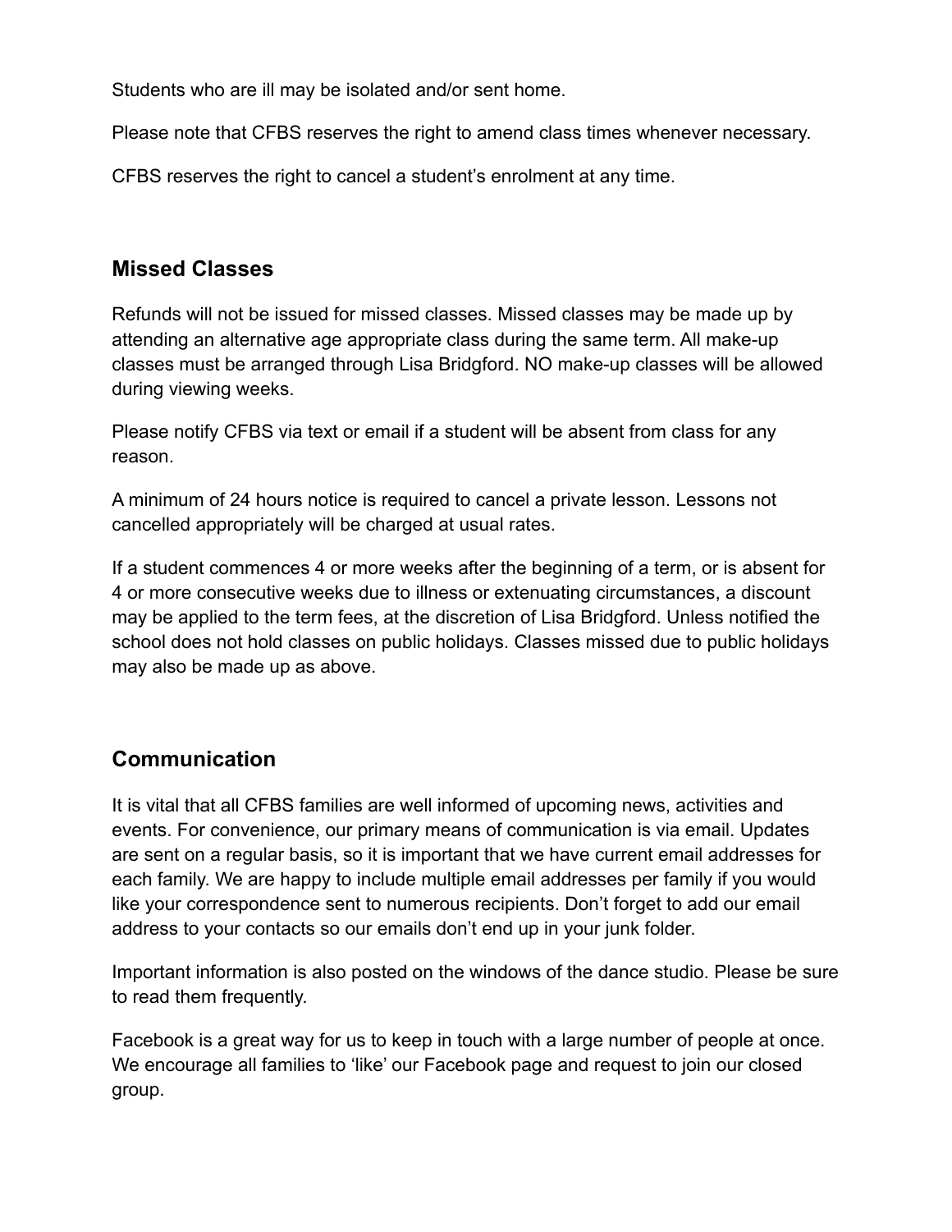Students who are ill may be isolated and/or sent home.

Please note that CFBS reserves the right to amend class times whenever necessary.

CFBS reserves the right to cancel a student's enrolment at any time.

## Missed Classes

Refunds will not be issued for missed classes. Missed classes may be made up by attending an alternative age appropriate class during the same term. All make-up classes must be arranged through Lisa Bridgford. NO make-up classes will be allowed during viewing weeks.

Please notify CFBS via text or email if a student will be absent from class for any reason.

A minimum of 24 hours notice is required to cancel a private lesson. Lessons not cancelled appropriately will be charged at usual rates.

If a student commences 4 or more weeks after the beginning of a term, or is absent for 4 or more consecutive weeks due to illness or extenuating circumstances, a discount may be applied to the term fees, at the discretion of Lisa Bridgford. Unless notified the school does not hold classes on public holidays. Classes missed due to public holidays may also be made up as above.

## Communication

It is vital that all CFBS families are well informed of upcoming news, activities and events. For convenience, our primary means of communication is via email. Updates are sent on a regular basis, so it is important that we have current email addresses for each family. We are happy to include multiple email addresses per family if you would like your correspondence sent to numerous recipients. Don't forget to add our email address to your contacts so our emails don't end up in your junk folder.

Important information is also posted on the windows of the dance studio. Please be sure to read them frequently.

Facebook is a great way for us to keep in touch with a large number of people at once. We encourage all families to 'like' our Facebook page and request to join our closed group.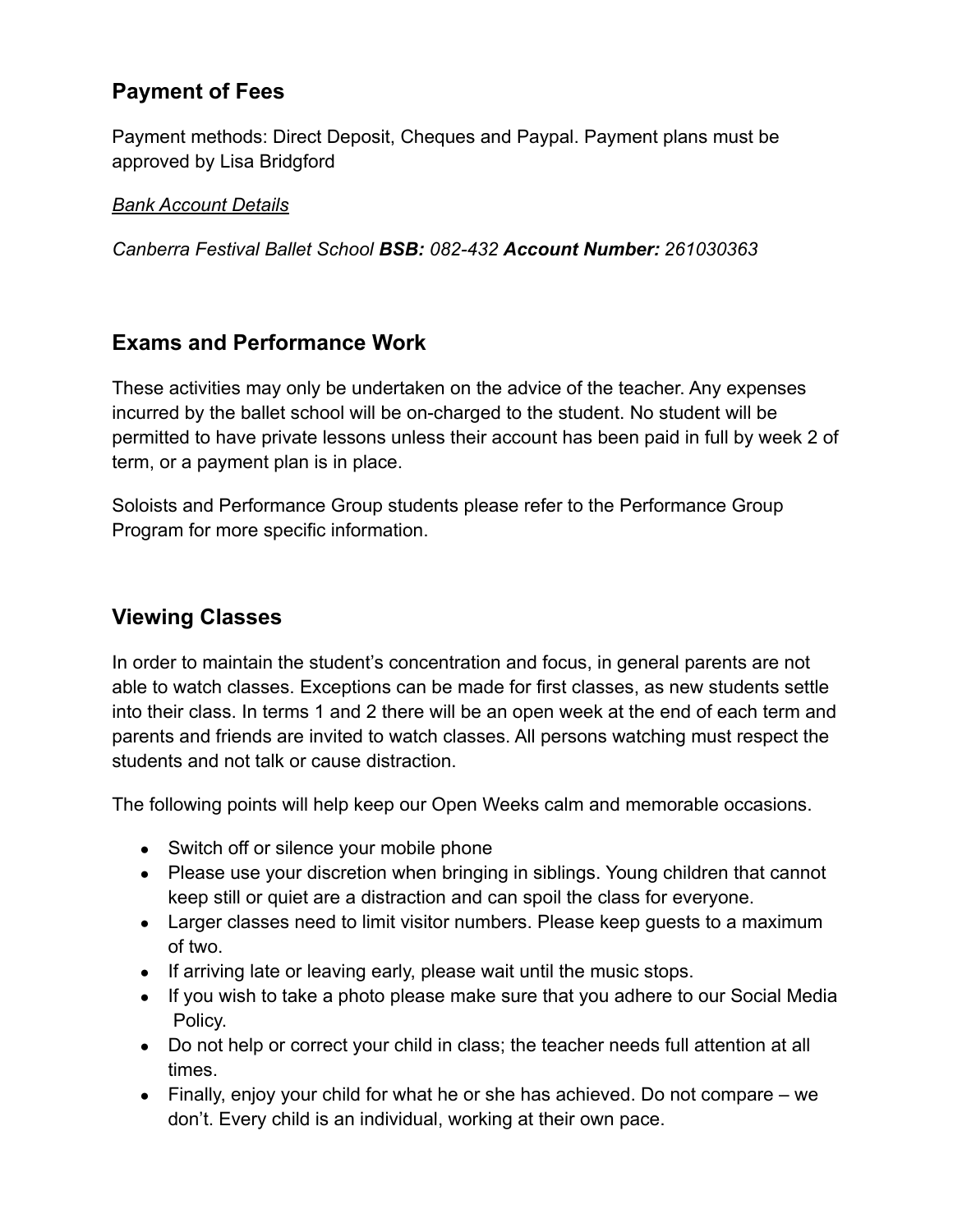## Payment of Fees

Payment methods: Direct Deposit, Cheques and Paypal. Payment plans must be approved by Lisa Bridgford

*Bank Account Details*

*Canberra Festival Ballet School **BSB:** 082-432 **Account Number:** 261030363*

## Exams and Performance Work

These activities may only be undertaken on the advice of the teacher. Any expenses incurred by the ballet school will be on-charged to the student. No student will be permitted to have private lessons unless their account has been paid in full by week 2 of term, or a payment plan is in place.

Soloists and Performance Group students please refer to the Performance Group Program for more specific information.

## Viewing Classes

In order to maintain the student's concentration and focus, in general parents are not able to watch classes. Exceptions can be made for first classes, as new students settle into their class. In terms 1 and 2 there will be an open week at the end of each term and parents and friends are invited to watch classes. All persons watching must respect the students and not talk or cause distraction.

The following points will help keep our Open Weeks calm and memorable occasions.

- Switch off or silence your mobile phone
- Please use your discretion when bringing in siblings. Young children that cannot keep still or quiet are a distraction and can spoil the class for everyone.
- Larger classes need to limit visitor numbers. Please keep guests to a maximum of two.
- If arriving late or leaving early, please wait until the music stops.
- If you wish to take a photo please make sure that you adhere to our Social Media Policy.
- Do not help or correct your child in class; the teacher needs full attention at all times.
- Finally, enjoy your child for what he or she has achieved. Do not compare – we don't. Every child is an individual, working at their own pace.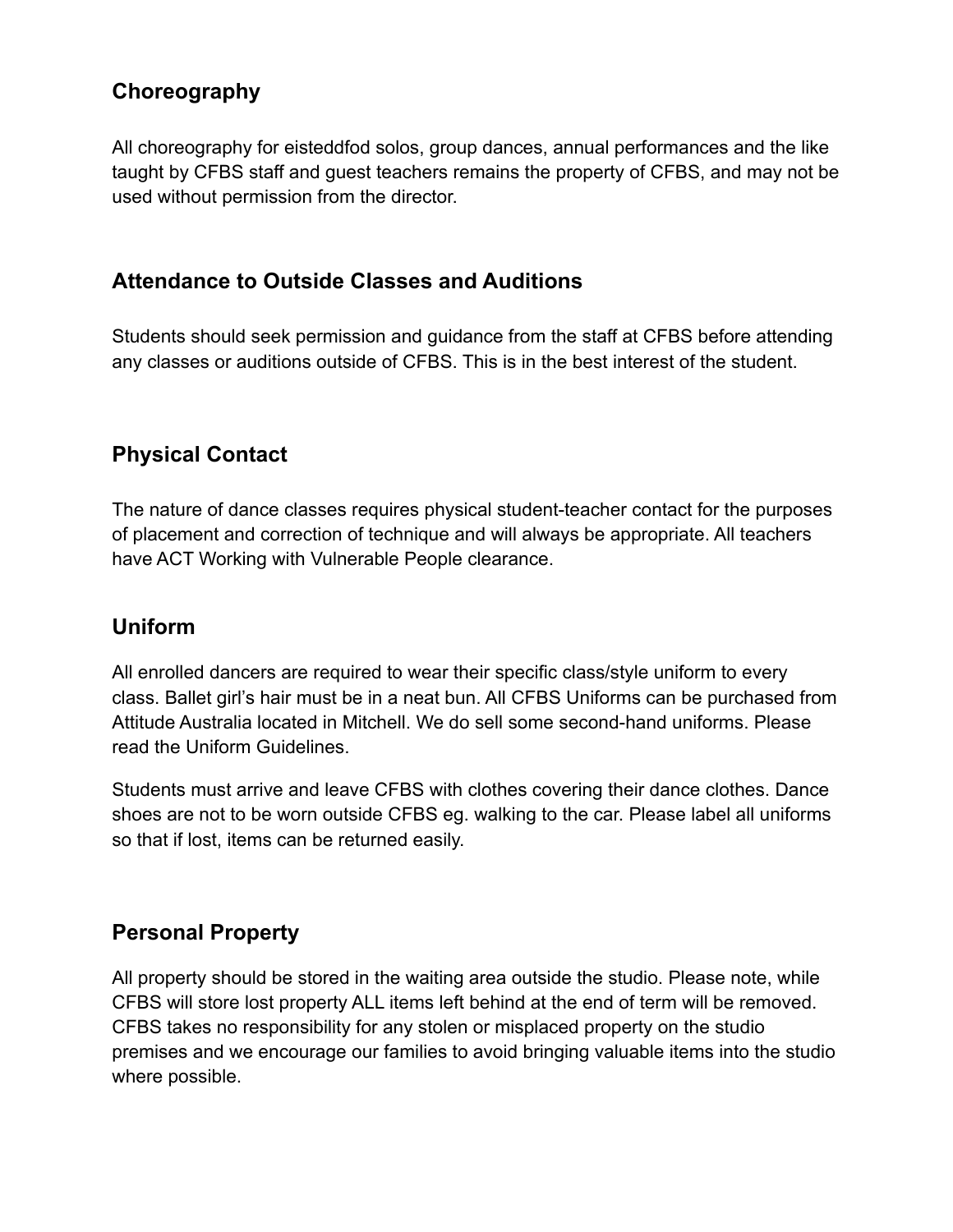## Choreography

All choreography for eisteddfod solos, group dances, annual performances and the like taught by CFBS staff and guest teachers remains the property of CFBS, and may not be used without permission from the director.

## Attendance to Outside Classes and Auditions

Students should seek permission and guidance from the staff at CFBS before attending any classes or auditions outside of CFBS. This is in the best interest of the student.

## Physical Contact

The nature of dance classes requires physical student-teacher contact for the purposes of placement and correction of technique and will always be appropriate. All teachers have ACT Working with Vulnerable People clearance.

## Uniform

All enrolled dancers are required to wear their specific class/style uniform to every class. Ballet girl's hair must be in a neat bun. All CFBS Uniforms can be purchased from Attitude Australia located in Mitchell. We do sell some second-hand uniforms. Please read the Uniform Guidelines.

Students must arrive and leave CFBS with clothes covering their dance clothes. Dance shoes are not to be worn outside CFBS eg. walking to the car. Please label all uniforms so that if lost, items can be returned easily.

## Personal Property

All property should be stored in the waiting area outside the studio. Please note, while CFBS will store lost property ALL items left behind at the end of term will be removed. CFBS takes no responsibility for any stolen or misplaced property on the studio premises and we encourage our families to avoid bringing valuable items into the studio where possible.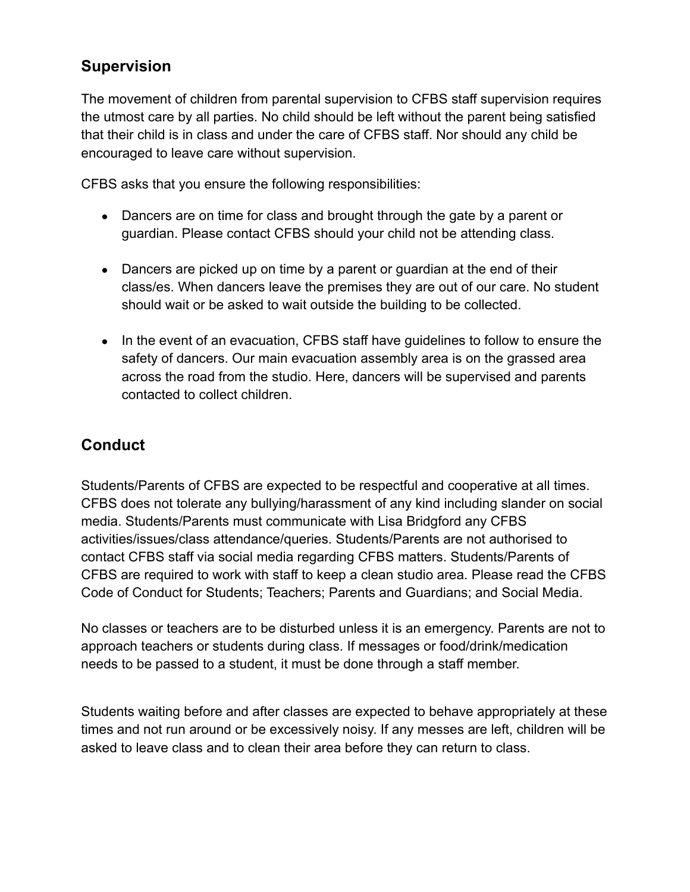## Supervision

The movement of children from parental supervision to CFBS staff supervision requires the utmost care by all parties. No child should be left without the parent being satisfied that their child is in class and under the care of CFBS staff. Nor should any child be encouraged to leave care without supervision.

CFBS asks that you ensure the following responsibilities:

- Dancers are on time for class and brought through the gate by a parent or guardian. Please contact CFBS should your child not be attending class.

- Dancers are picked up on time by a parent or guardian at the end of their class/es. When dancers leave the premises they are out of our care. No student should wait or be asked to wait outside the building to be collected.

- In the event of an evacuation, CFBS staff have guidelines to follow to ensure the safety of dancers. Our main evacuation assembly area is on the grassed area across the road from the studio. Here, dancers will be supervised and parents contacted to collect children.

## Conduct

Students/Parents of CFBS are expected to be respectful and cooperative at all times. CFBS does not tolerate any bullying/harassment of any kind including slander on social media. Students/Parents must communicate with Lisa Bridgford any CFBS activities/issues/class attendance/queries. Students/Parents are not authorised to contact CFBS staff via social media regarding CFBS matters. Students/Parents of CFBS are required to work with staff to keep a clean studio area. Please read the CFBS Code of Conduct for Students; Teachers; Parents and Guardians; and Social Media.

No classes or teachers are to be disturbed unless it is an emergency. Parents are not to approach teachers or students during class. If messages or food/drink/medication needs to be passed to a student, it must be done through a staff member.

Students waiting before and after classes are expected to behave appropriately at these times and not run around or be excessively noisy. If any messes are left, children will be asked to leave class and to clean their area before they can return to class.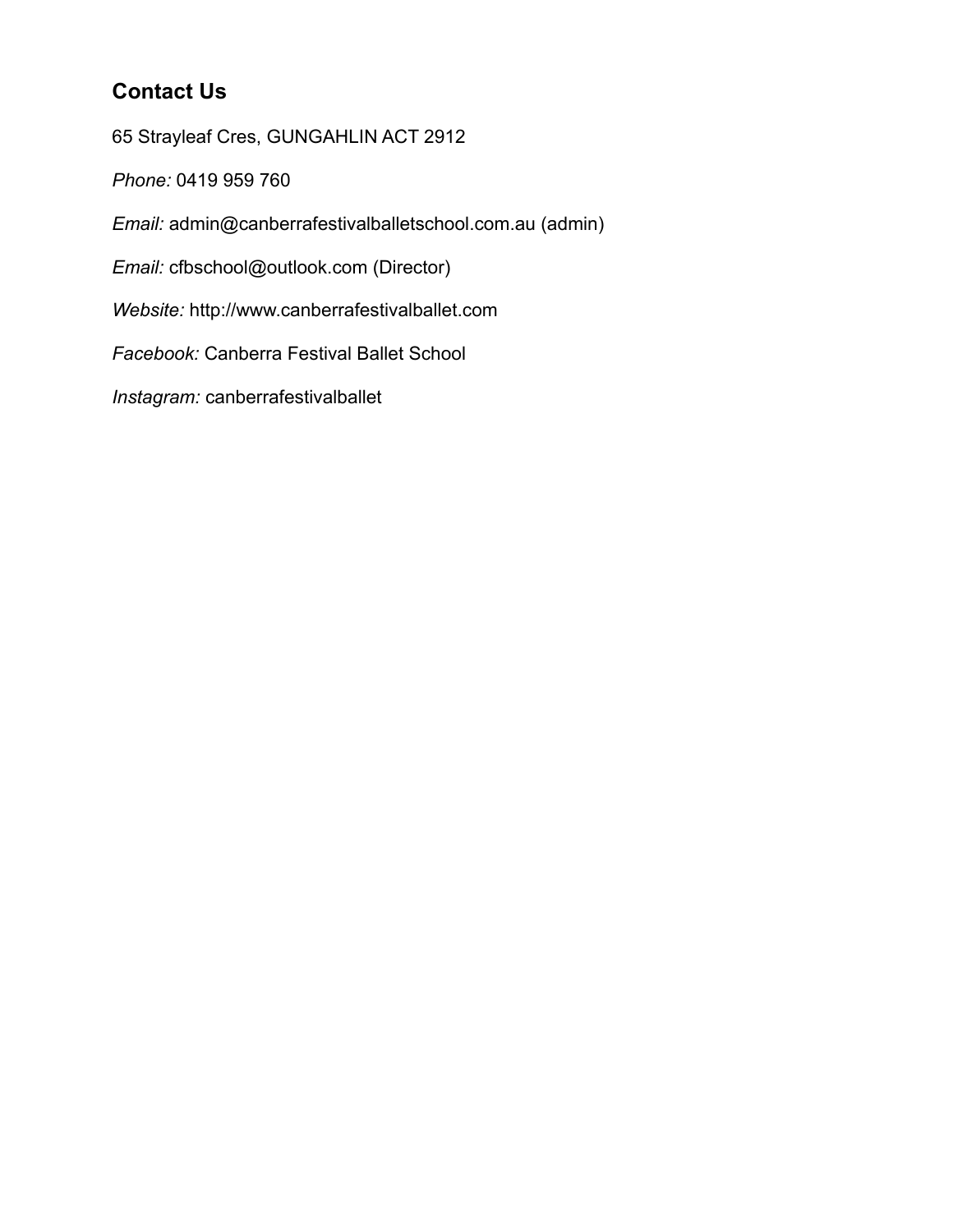## Contact Us

65 Strayleaf Cres, GUNGAHLIN ACT 2912

*Phone:* 0419 959 760

*Email:* admin@canberrafestivalballetschool.com.au (admin)

*Email:* cfbschool@outlook.com (Director)

*Website:* http://www.canberrafestivalballet.com

*Facebook:* Canberra Festival Ballet School

*Instagram:* canberrafestivalballet